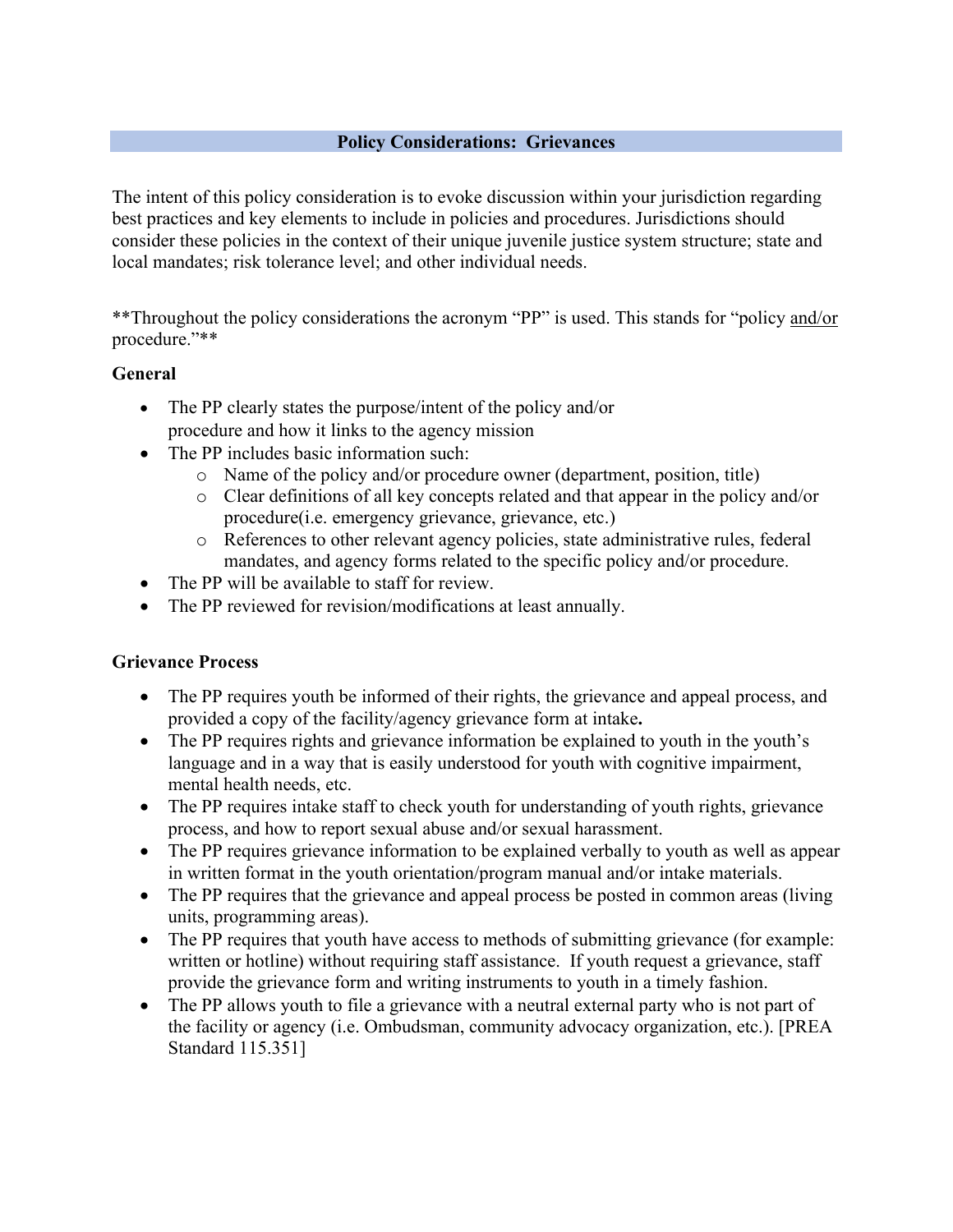## Policy Considerations: Grievances

The intent of this policy consideration is to evoke discussion within your jurisdiction regarding best practices and key elements to include in policies and procedures. Jurisdictions should consider these policies in the context of their unique juvenile justice system structure; state and local mandates; risk tolerance level; and other individual needs.

**Throughout the policy considerations the acronym "PP" is used. This stands for "policy and/or procedure."**

### General

- The PP clearly states the purpose/intent of the policy and/or procedure and how it links to the agency mission
- The PP includes basic information such:
  - Name of the policy and/or procedure owner (department, position, title)
  - Clear definitions of all key concepts related and that appear in the policy and/or procedure(i.e. emergency grievance, grievance, etc.)
  - References to other relevant agency policies, state administrative rules, federal mandates, and agency forms related to the specific policy and/or procedure.
- The PP will be available to staff for review.
- The PP reviewed for revision/modifications at least annually.

### Grievance Process

- The PP requires youth be informed of their rights, the grievance and appeal process, and provided a copy of the facility/agency grievance form at intake**.**
- The PP requires rights and grievance information be explained to youth in the youth's language and in a way that is easily understood for youth with cognitive impairment, mental health needs, etc.
- The PP requires intake staff to check youth for understanding of youth rights, grievance process, and how to report sexual abuse and/or sexual harassment.
- The PP requires grievance information to be explained verbally to youth as well as appear in written format in the youth orientation/program manual and/or intake materials.
- The PP requires that the grievance and appeal process be posted in common areas (living units, programming areas).
- The PP requires that youth have access to methods of submitting grievance (for example: written or hotline) without requiring staff assistance. If youth request a grievance, staff provide the grievance form and writing instruments to youth in a timely fashion.
- The PP allows youth to file a grievance with a neutral external party who is not part of the facility or agency (i.e. Ombudsman, community advocacy organization, etc.). [PREA Standard 115.351]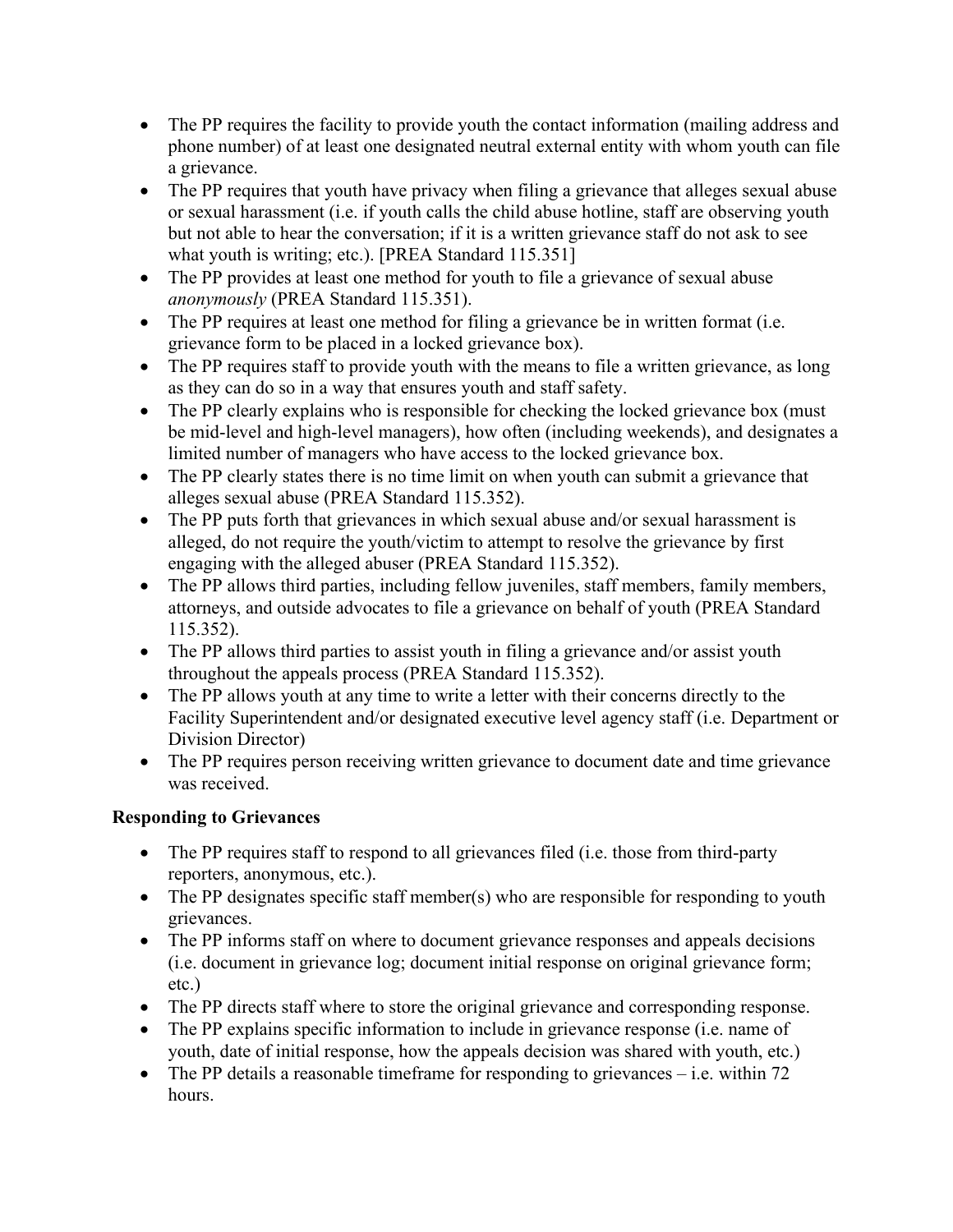- The PP requires the facility to provide youth the contact information (mailing address and phone number) of at least one designated neutral external entity with whom youth can file a grievance.
- The PP requires that youth have privacy when filing a grievance that alleges sexual abuse or sexual harassment (i.e. if youth calls the child abuse hotline, staff are observing youth but not able to hear the conversation; if it is a written grievance staff do not ask to see what youth is writing; etc.). [PREA Standard 115.351]
- The PP provides at least one method for youth to file a grievance of sexual abuse *anonymously* (PREA Standard 115.351).
- The PP requires at least one method for filing a grievance be in written format (i.e. grievance form to be placed in a locked grievance box).
- The PP requires staff to provide youth with the means to file a written grievance, as long as they can do so in a way that ensures youth and staff safety.
- The PP clearly explains who is responsible for checking the locked grievance box (must be mid-level and high-level managers), how often (including weekends), and designates a limited number of managers who have access to the locked grievance box.
- The PP clearly states there is no time limit on when youth can submit a grievance that alleges sexual abuse (PREA Standard 115.352).
- The PP puts forth that grievances in which sexual abuse and/or sexual harassment is alleged, do not require the youth/victim to attempt to resolve the grievance by first engaging with the alleged abuser (PREA Standard 115.352).
- The PP allows third parties, including fellow juveniles, staff members, family members, attorneys, and outside advocates to file a grievance on behalf of youth (PREA Standard 115.352).
- The PP allows third parties to assist youth in filing a grievance and/or assist youth throughout the appeals process (PREA Standard 115.352).
- The PP allows youth at any time to write a letter with their concerns directly to the Facility Superintendent and/or designated executive level agency staff (i.e. Department or Division Director)
- The PP requires person receiving written grievance to document date and time grievance was received.

**Responding to Grievances**

- The PP requires staff to respond to all grievances filed (i.e. those from third-party reporters, anonymous, etc.).
- The PP designates specific staff member(s) who are responsible for responding to youth grievances.
- The PP informs staff on where to document grievance responses and appeals decisions (i.e. document in grievance log; document initial response on original grievance form; etc.)
- The PP directs staff where to store the original grievance and corresponding response.
- The PP explains specific information to include in grievance response (i.e. name of youth, date of initial response, how the appeals decision was shared with youth, etc.)
- The PP details a reasonable timeframe for responding to grievances – i.e. within 72 hours.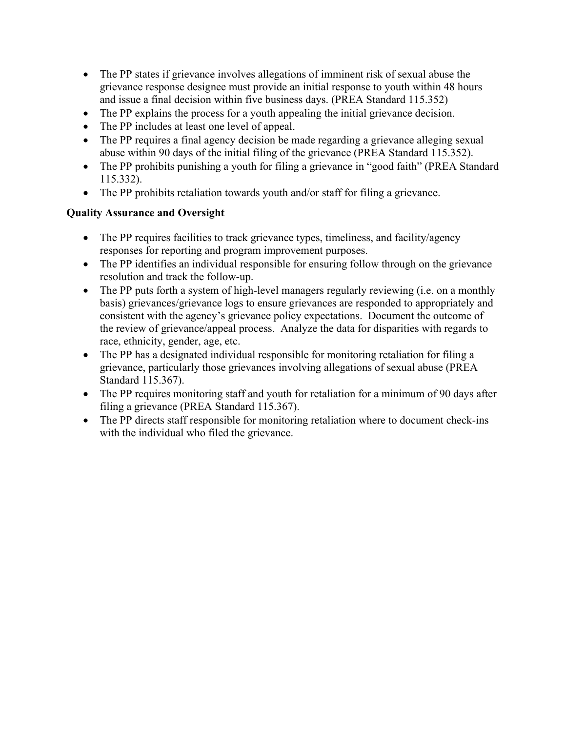- The PP states if grievance involves allegations of imminent risk of sexual abuse the grievance response designee must provide an initial response to youth within 48 hours and issue a final decision within five business days. (PREA Standard 115.352)
- The PP explains the process for a youth appealing the initial grievance decision.
- The PP includes at least one level of appeal.
- The PP requires a final agency decision be made regarding a grievance alleging sexual abuse within 90 days of the initial filing of the grievance (PREA Standard 115.352).
- The PP prohibits punishing a youth for filing a grievance in "good faith" (PREA Standard 115.332).
- The PP prohibits retaliation towards youth and/or staff for filing a grievance.

**Quality Assurance and Oversight**

- The PP requires facilities to track grievance types, timeliness, and facility/agency responses for reporting and program improvement purposes.
- The PP identifies an individual responsible for ensuring follow through on the grievance resolution and track the follow-up.
- The PP puts forth a system of high-level managers regularly reviewing (i.e. on a monthly basis) grievances/grievance logs to ensure grievances are responded to appropriately and consistent with the agency's grievance policy expectations. Document the outcome of the review of grievance/appeal process. Analyze the data for disparities with regards to race, ethnicity, gender, age, etc.
- The PP has a designated individual responsible for monitoring retaliation for filing a grievance, particularly those grievances involving allegations of sexual abuse (PREA Standard 115.367).
- The PP requires monitoring staff and youth for retaliation for a minimum of 90 days after filing a grievance (PREA Standard 115.367).
- The PP directs staff responsible for monitoring retaliation where to document check-ins with the individual who filed the grievance.